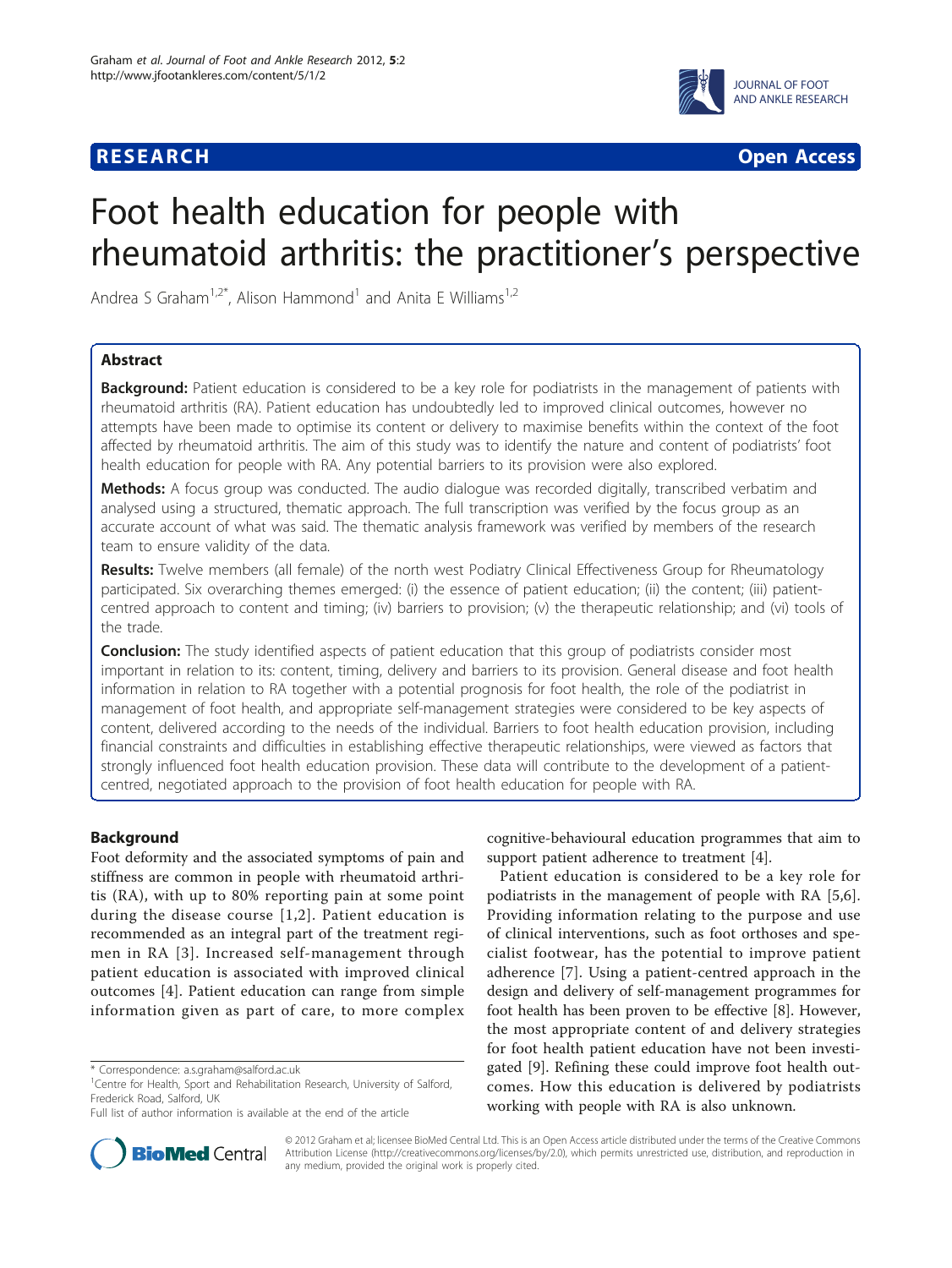RESEARCH Open Access

# Foot health education for people with rheumatoid arthritis: the practitioner's perspective

Andrea S Graham[1,2*], Alison Hammond[1] and Anita E Williams[1,2]

## Abstract

**Background:** Patient education is considered to be a key role for podiatrists in the management of patients with rheumatoid arthritis (RA). Patient education has undoubtedly led to improved clinical outcomes, however no attempts have been made to optimise its content or delivery to maximise benefits within the context of the foot affected by rheumatoid arthritis. The aim of this study was to identify the nature and content of podiatrists' foot health education for people with RA. Any potential barriers to its provision were also explored.

**Methods:** A focus group was conducted. The audio dialogue was recorded digitally, transcribed verbatim and analysed using a structured, thematic approach. The full transcription was verified by the focus group as an accurate account of what was said. The thematic analysis framework was verified by members of the research team to ensure validity of the data.

**Results:** Twelve members (all female) of the north west Podiatry Clinical Effectiveness Group for Rheumatology participated. Six overarching themes emerged: (i) the essence of patient education; (ii) the content; (iii) patient-centred approach to content and timing; (iv) barriers to provision; (v) the therapeutic relationship; and (vi) tools of the trade.

**Conclusion:** The study identified aspects of patient education that this group of podiatrists consider most important in relation to its: content, timing, delivery and barriers to its provision. General disease and foot health information in relation to RA together with a potential prognosis for foot health, the role of the podiatrist in management of foot health, and appropriate self-management strategies were considered to be key aspects of content, delivered according to the needs of the individual. Barriers to foot health education provision, including financial constraints and difficulties in establishing effective therapeutic relationships, were viewed as factors that strongly influenced foot health education provision. These data will contribute to the development of a patient-centred, negotiated approach to the provision of foot health education for people with RA.

## Background

Foot deformity and the associated symptoms of pain and stiffness are common in people with rheumatoid arthritis (RA), with up to 80% reporting pain at some point during the disease course [1,2]. Patient education is recommended as an integral part of the treatment regimen in RA [3]. Increased self-management through patient education is associated with improved clinical outcomes [4]. Patient education can range from simple information given as part of care, to more complex cognitive-behavioural education programmes that aim to support patient adherence to treatment [4].

Patient education is considered to be a key role for podiatrists in the management of people with RA [5,6]. Providing information relating to the purpose and use of clinical interventions, such as foot orthoses and specialist footwear, has the potential to improve patient adherence [7]. Using a patient-centred approach in the design and delivery of self-management programmes for foot health has been proven to be effective [8]. However, the most appropriate content of and delivery strategies for foot health patient education have not been investigated [9]. Refining these could improve foot health outcomes. How this education is delivered by podiatrists working with people with RA is also unknown.

\* Correspondence: a.s.graham@salford.ac.uk
[1]Centre for Health, Sport and Rehabilitation Research, University of Salford, Frederick Road, Salford, UK
Full list of author information is available at the end of the article

© 2012 Graham et al; licensee BioMed Central Ltd. This is an Open Access article distributed under the terms of the Creative Commons Attribution License (http://creativecommons.org/licenses/by/2.0), which permits unrestricted use, distribution, and reproduction in any medium, provided the original work is properly cited.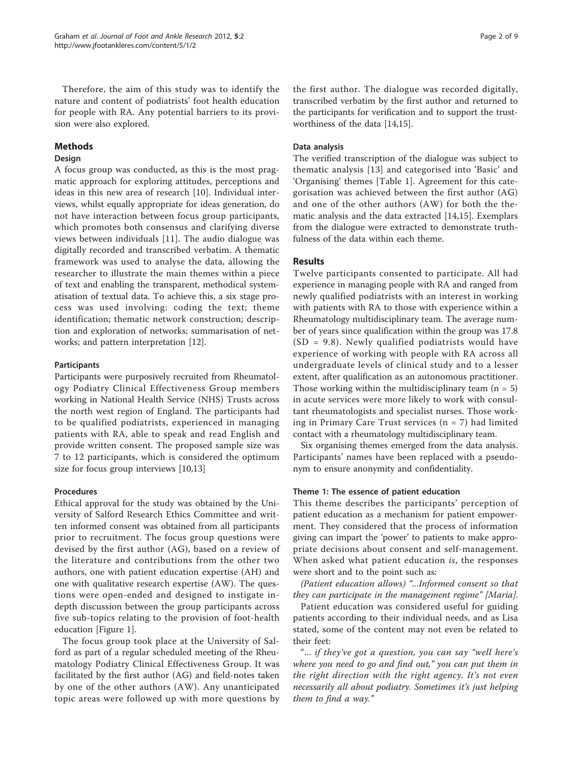Therefore, the aim of this study was to identify the nature and content of podiatrists' foot health education for people with RA. Any potential barriers to its provision were also explored.

## Methods

### Design

A focus group was conducted, as this is the most pragmatic approach for exploring attitudes, perceptions and ideas in this new area of research [10]. Individual interviews, whilst equally appropriate for ideas generation, do not have interaction between focus group participants, which promotes both consensus and clarifying diverse views between individuals [11]. The audio dialogue was digitally recorded and transcribed verbatim. A thematic framework was used to analyse the data, allowing the researcher to illustrate the main themes within a piece of text and enabling the transparent, methodical systematisation of textual data. To achieve this, a six stage process was used involving: coding the text; theme identification; thematic network construction; description and exploration of networks; summarisation of networks; and pattern interpretation [12].

#### Participants

Participants were purposively recruited from Rheumatology Podiatry Clinical Effectiveness Group members working in National Health Service (NHS) Trusts across the north west region of England. The participants had to be qualified podiatrists, experienced in managing patients with RA, able to speak and read English and provide written consent. The proposed sample size was 7 to 12 participants, which is considered the optimum size for focus group interviews [10,13]

#### Procedures

Ethical approval for the study was obtained by the University of Salford Research Ethics Committee and written informed consent was obtained from all participants prior to recruitment. The focus group questions were devised by the first author (AG), based on a review of the literature and contributions from the other two authors, one with patient education expertise (AH) and one with qualitative research expertise (AW). The questions were open-ended and designed to instigate in-depth discussion between the group participants across five sub-topics relating to the provision of foot-health education [Figure 1].

The focus group took place at the University of Salford as part of a regular scheduled meeting of the Rheumatology Podiatry Clinical Effectiveness Group. It was facilitated by the first author (AG) and field-notes taken by one of the other authors (AW). Any unanticipated topic areas were followed up with more questions by the first author. The dialogue was recorded digitally, transcribed verbatim by the first author and returned to the participants for verification and to support the trustworthiness of the data [14,15].

#### Data analysis

The verified transcription of the dialogue was subject to thematic analysis [13] and categorised into 'Basic' and 'Organising' themes [Table 1]. Agreement for this categorisation was achieved between the first author (AG) and one of the other authors (AW) for both the thematic analysis and the data extracted [14,15]. Exemplars from the dialogue were extracted to demonstrate truthfulness of the data within each theme.

## Results

Twelve participants consented to participate. All had experience in managing people with RA and ranged from newly qualified podiatrists with an interest in working with patients with RA to those with experience within a Rheumatology multidisciplinary team. The average number of years since qualification within the group was 17.8 (SD = 9.8). Newly qualified podiatrists would have experience of working with people with RA across all undergraduate levels of clinical study and to a lesser extent, after qualification as an autonomous practitioner. Those working within the multidisciplinary team (n = 5) in acute services were more likely to work with consultant rheumatologists and specialist nurses. Those working in Primary Care Trust services (n = 7) had limited contact with a rheumatology multidisciplinary team.

Six organising themes emerged from the data analysis. Participants' names have been replaced with a pseudonym to ensure anonymity and confidentiality.

#### Theme 1: The essence of patient education

This theme describes the participants' perception of patient education as a mechanism for patient empowerment. They considered that the process of information giving can impart the 'power' to patients to make appropriate decisions about consent and self-management. When asked what patient education *is*, the responses were short and to the point such as:

*(Patient education allows) "...Informed consent so that they can participate in the management regime" [Maria].*

Patient education was considered useful for guiding patients according to their individual needs, and as Lisa stated, some of the content may not even be related to their feet:

*"... if they've got a question, you can say "well here's where you need to go and find out," you can put them in the right direction with the right agency. It's not even necessarily all about podiatry. Sometimes it's just helping them to find a way."*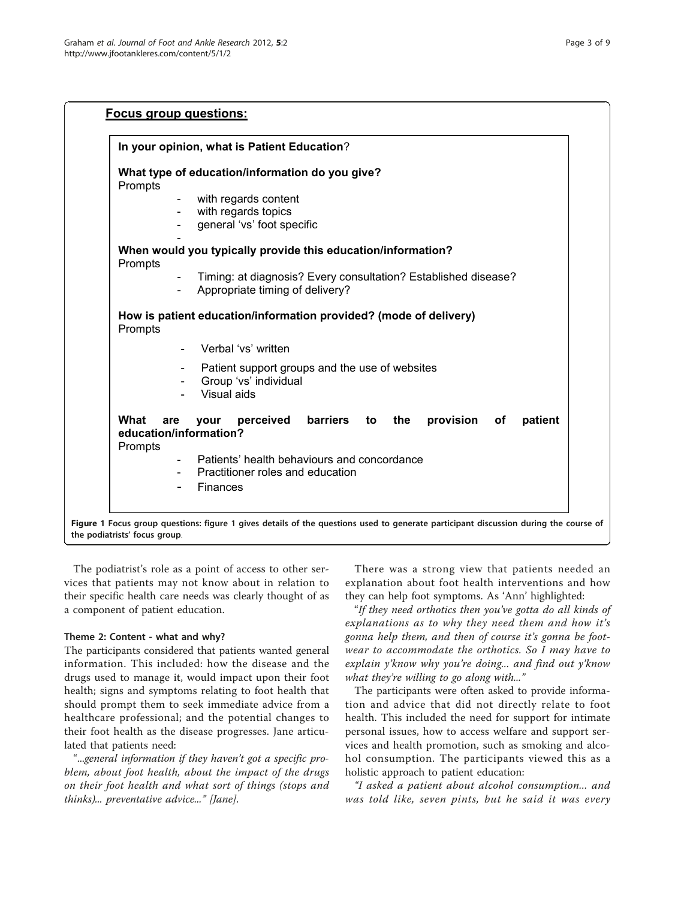**Focus group questions:**

**In your opinion, what is Patient Education**?

**What type of education/information do you give?**
Prompts
- with regards content
- with regards topics
- general 'vs' foot specific

**When would you typically provide this education/information?**
Prompts
- Timing: at diagnosis? Every consultation? Established disease?
- Appropriate timing of delivery?

**How is patient education/information provided? (mode of delivery)**
Prompts
- Verbal 'vs' written
- Patient support groups and the use of websites
- Group 'vs' individual
- Visual aids

**What are your perceived barriers to the provision of patient education/information?**
Prompts
- Patients' health behaviours and concordance
- Practitioner roles and education
- Finances

**Figure 1 Focus group questions: figure 1 gives details of the questions used to generate participant discussion during the course of the podiatrists' focus group**.

The podiatrist's role as a point of access to other services that patients may not know about in relation to their specific health care needs was clearly thought of as a component of patient education.

#### Theme 2: Content - what and why?

The participants considered that patients wanted general information. This included: how the disease and the drugs used to manage it, would impact upon their foot health; signs and symptoms relating to foot health that should prompt them to seek immediate advice from a healthcare professional; and the potential changes to their foot health as the disease progresses. Jane articulated that patients need:

"...*general information if they haven't got a specific problem, about foot health, about the impact of the drugs on their foot health and what sort of things (stops and thinks)... preventative advice...*" *[Jane]*.

There was a strong view that patients needed an explanation about foot health interventions and how they can help foot symptoms. As 'Ann' highlighted:

"*If they need orthotics then you've gotta do all kinds of explanations as to why they need them and how it's gonna help them, and then of course it's gonna be footwear to accommodate the orthotics. So I may have to explain y'know why you're doing... and find out y'know what they're willing to go along with...*"

The participants were often asked to provide information and advice that did not directly relate to foot health. This included the need for support for intimate personal issues, how to access welfare and support services and health promotion, such as smoking and alcohol consumption. The participants viewed this as a holistic approach to patient education:

"*I asked a patient about alcohol consumption... and was told like, seven pints, but he said it was every*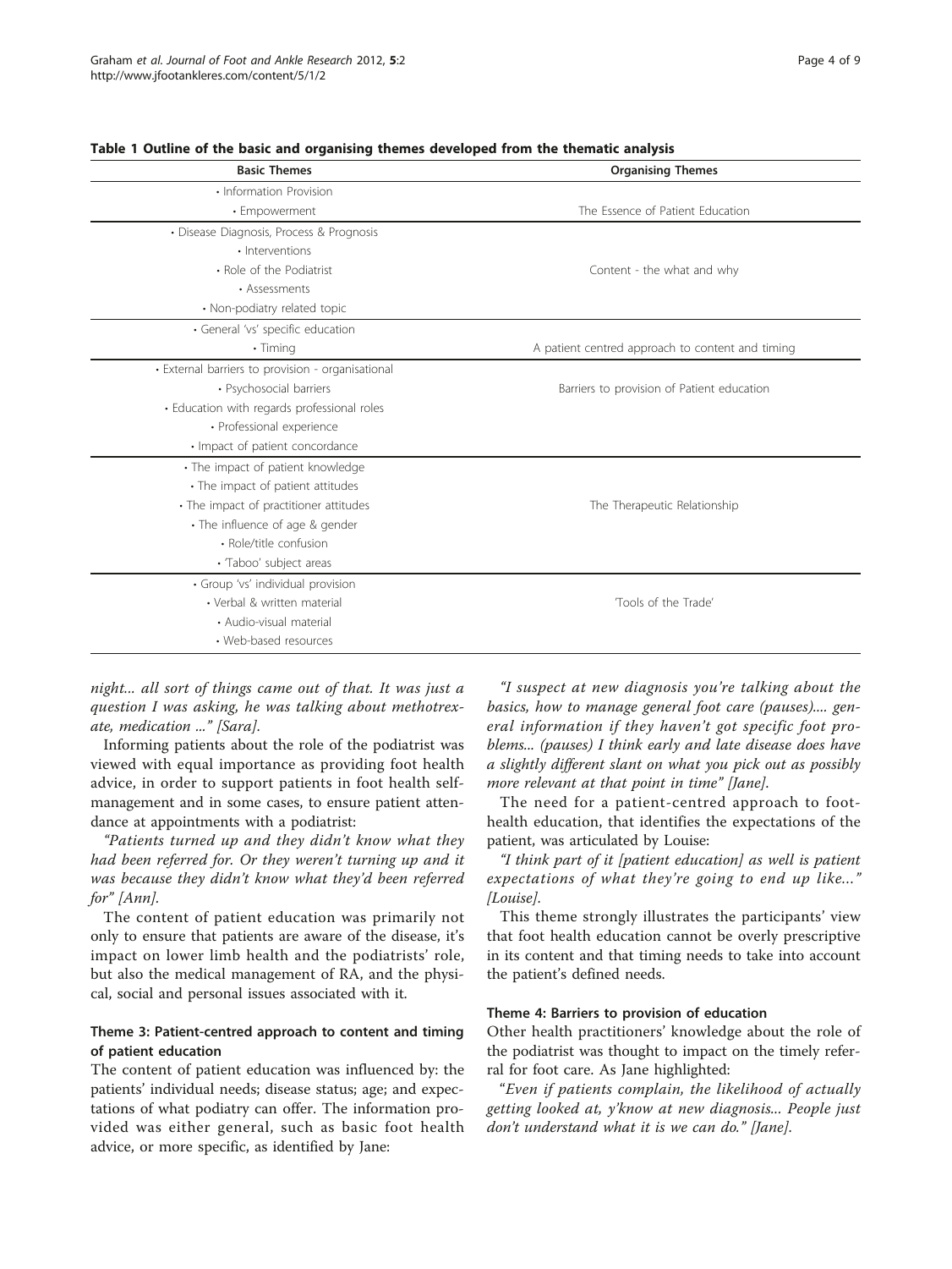**Table 1 Outline of the basic and organising themes developed from the thematic analysis**

| Basic Themes | Organising Themes |
| --- | --- |
| • Information Provision<br>• Empowerment | The Essence of Patient Education |
| • Disease Diagnosis, Process & Prognosis<br>• Interventions<br>• Role of the Podiatrist<br>• Assessments<br>• Non-podiatry related topic | Content - the what and why |
| • General 'vs' specific education<br>• Timing | A patient centred approach to content and timing |
| • External barriers to provision - organisational<br>• Psychosocial barriers<br>• Education with regards professional roles<br>• Professional experience<br>• Impact of patient concordance | Barriers to provision of Patient education |
| • The impact of patient knowledge<br>• The impact of patient attitudes<br>• The impact of practitioner attitudes<br>• The influence of age & gender<br>• Role/title confusion<br>• 'Taboo' subject areas | The Therapeutic Relationship |
| • Group 'vs' individual provision<br>• Verbal & written material<br>• Audio-visual material<br>• Web-based resources | 'Tools of the Trade' |

*night... all sort of things came out of that. It was just a question I was asking, he was talking about methotrexate, medication ..." [Sara].*

Informing patients about the role of the podiatrist was viewed with equal importance as providing foot health advice, in order to support patients in foot health self-management and in some cases, to ensure patient attendance at appointments with a podiatrist:

*"Patients turned up and they didn't know what they had been referred for. Or they weren't turning up and it was because they didn't know what they'd been referred for" [Ann].*

The content of patient education was primarily not only to ensure that patients are aware of the disease, it's impact on lower limb health and the podiatrists' role, but also the medical management of RA, and the physical, social and personal issues associated with it.

#### Theme 3: Patient-centred approach to content and timing of patient education

The content of patient education was influenced by: the patients' individual needs; disease status; age; and expectations of what podiatry can offer. The information provided was either general, such as basic foot health advice, or more specific, as identified by Jane:

*"I suspect at new diagnosis you're talking about the basics, how to manage general foot care (pauses).... general information if they haven't got specific foot problems... (pauses) I think early and late disease does have a slightly different slant on what you pick out as possibly more relevant at that point in time" [Jane].*

The need for a patient-centred approach to foot-health education, that identifies the expectations of the patient, was articulated by Louise:

*"I think part of it [patient education] as well is patient expectations of what they're going to end up like..." [Louise].*

This theme strongly illustrates the participants' view that foot health education cannot be overly prescriptive in its content and that timing needs to take into account the patient's defined needs.

#### Theme 4: Barriers to provision of education

Other health practitioners' knowledge about the role of the podiatrist was thought to impact on the timely referral for foot care. As Jane highlighted:

*"Even if patients complain, the likelihood of actually getting looked at, y'know at new diagnosis... People just don't understand what it is we can do." [Jane].*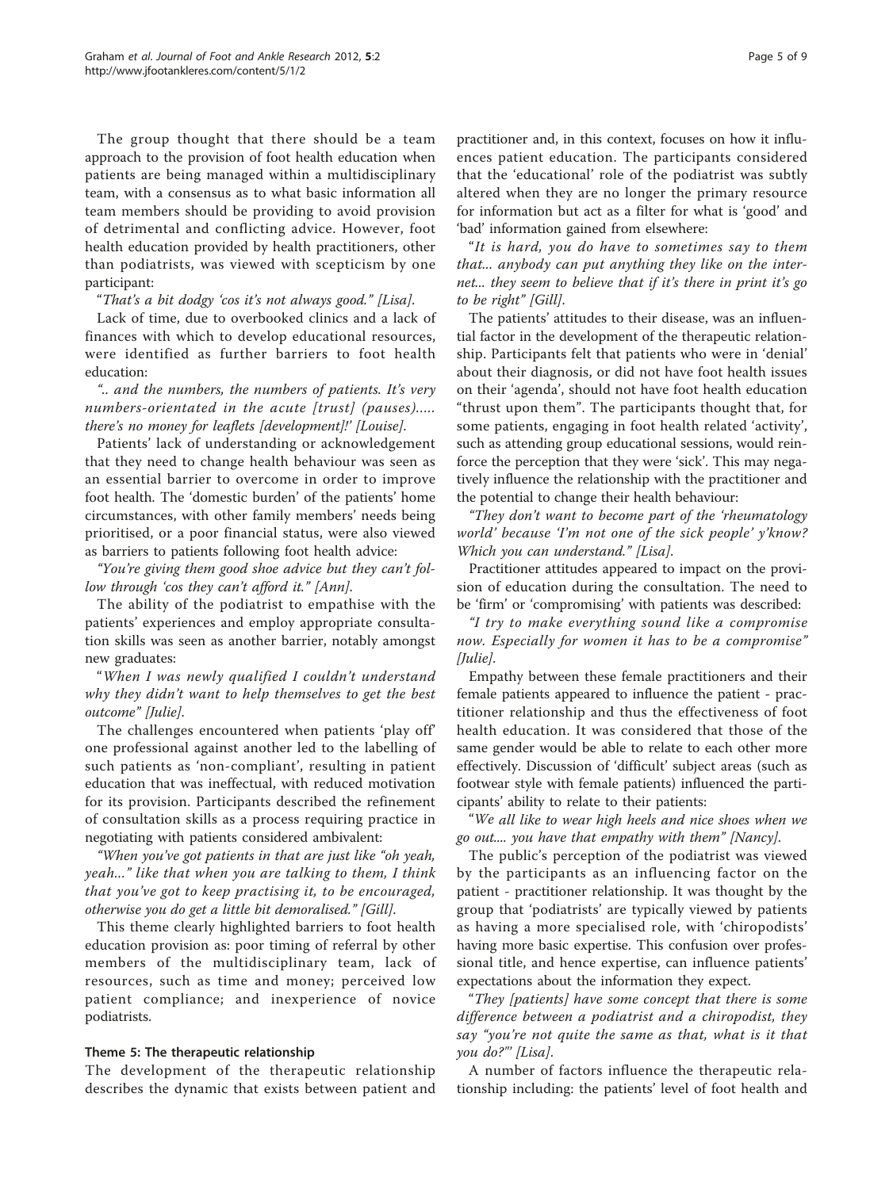The group thought that there should be a team approach to the provision of foot health education when patients are being managed within a multidisciplinary team, with a consensus as to what basic information all team members should be providing to avoid provision of detrimental and conflicting advice. However, foot health education provided by health practitioners, other than podiatrists, was viewed with scepticism by one participant:

"That's a bit dodgy 'cos it's not always good." [Lisa].

Lack of time, due to overbooked clinics and a lack of finances with which to develop educational resources, were identified as further barriers to foot health education:

".. and the numbers, the numbers of patients. It's very numbers-orientated in the acute [trust] (pauses)..... there's no money for leaflets [development]!' [Louise].

Patients' lack of understanding or acknowledgement that they need to change health behaviour was seen as an essential barrier to overcome in order to improve foot health. The 'domestic burden' of the patients' home circumstances, with other family members' needs being prioritised, or a poor financial status, were also viewed as barriers to patients following foot health advice:

"You're giving them good shoe advice but they can't follow through 'cos they can't afford it." [Ann].

The ability of the podiatrist to empathise with the patients' experiences and employ appropriate consultation skills was seen as another barrier, notably amongst new graduates:

"When I was newly qualified I couldn't understand why they didn't want to help themselves to get the best outcome" [Julie].

The challenges encountered when patients 'play off' one professional against another led to the labelling of such patients as 'non-compliant', resulting in patient education that was ineffectual, with reduced motivation for its provision. Participants described the refinement of consultation skills as a process requiring practice in negotiating with patients considered ambivalent:

"When you've got patients in that are just like "oh yeah, yeah..." like that when you are talking to them, I think that you've got to keep practising it, to be encouraged, otherwise you do get a little bit demoralised." [Gill].

This theme clearly highlighted barriers to foot health education provision as: poor timing of referral by other members of the multidisciplinary team, lack of resources, such as time and money; perceived low patient compliance; and inexperience of novice podiatrists.

#### Theme 5: The therapeutic relationship

The development of the therapeutic relationship describes the dynamic that exists between patient and practitioner and, in this context, focuses on how it influences patient education. The participants considered that the 'educational' role of the podiatrist was subtly altered when they are no longer the primary resource for information but act as a filter for what is 'good' and 'bad' information gained from elsewhere:

"It is hard, you do have to sometimes say to them that... anybody can put anything they like on the internet... they seem to believe that if it's there in print it's go to be right" [Gill].

The patients' attitudes to their disease, was an influential factor in the development of the therapeutic relationship. Participants felt that patients who were in 'denial' about their diagnosis, or did not have foot health issues on their 'agenda', should not have foot health education "thrust upon them". The participants thought that, for some patients, engaging in foot health related 'activity', such as attending group educational sessions, would reinforce the perception that they were 'sick'. This may negatively influence the relationship with the practitioner and the potential to change their health behaviour:

"They don't want to become part of the 'rheumatology world' because 'I'm not one of the sick people' y'know? Which you can understand." [Lisa].

Practitioner attitudes appeared to impact on the provision of education during the consultation. The need to be 'firm' or 'compromising' with patients was described:

"I try to make everything sound like a compromise now. Especially for women it has to be a compromise" [Julie].

Empathy between these female practitioners and their female patients appeared to influence the patient - practitioner relationship and thus the effectiveness of foot health education. It was considered that those of the same gender would be able to relate to each other more effectively. Discussion of 'difficult' subject areas (such as footwear style with female patients) influenced the participants' ability to relate to their patients:

"We all like to wear high heels and nice shoes when we go out.... you have that empathy with them" [Nancy].

The public's perception of the podiatrist was viewed by the participants as an influencing factor on the patient - practitioner relationship. It was thought by the group that 'podiatrists' are typically viewed by patients as having a more specialised role, with 'chiropodists' having more basic expertise. This confusion over professional title, and hence expertise, can influence patients' expectations about the information they expect.

"They [patients] have some concept that there is some difference between a podiatrist and a chiropodist, they say "you're not quite the same as that, what is it that you do?"' [Lisa].

A number of factors influence the therapeutic relationship including: the patients' level of foot health and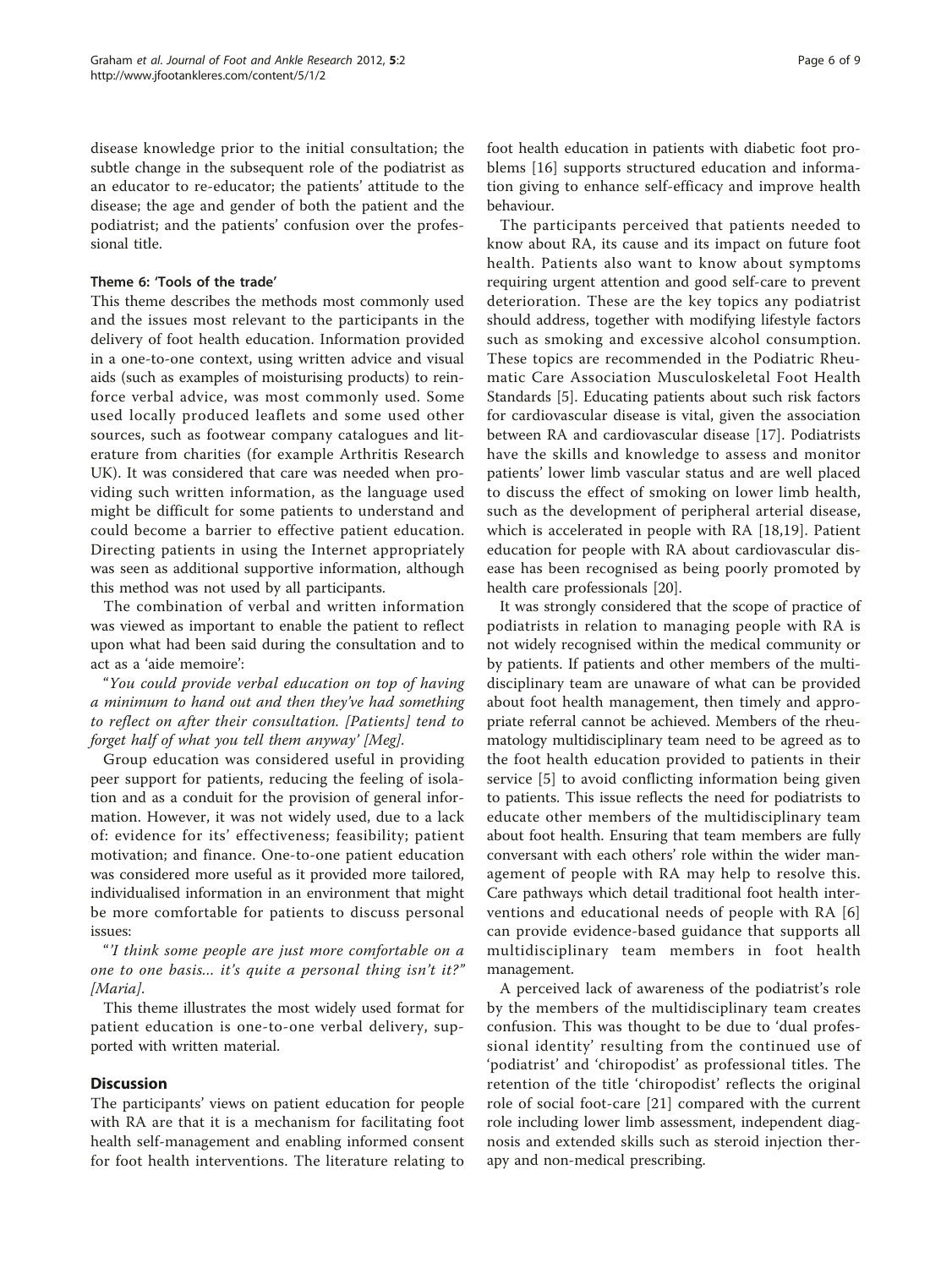disease knowledge prior to the initial consultation; the subtle change in the subsequent role of the podiatrist as an educator to re-educator; the patients' attitude to the disease; the age and gender of both the patient and the podiatrist; and the patients' confusion over the professional title.

#### Theme 6: 'Tools of the trade'

This theme describes the methods most commonly used and the issues most relevant to the participants in the delivery of foot health education. Information provided in a one-to-one context, using written advice and visual aids (such as examples of moisturising products) to reinforce verbal advice, was most commonly used. Some used locally produced leaflets and some used other sources, such as footwear company catalogues and literature from charities (for example Arthritis Research UK). It was considered that care was needed when providing such written information, as the language used might be difficult for some patients to understand and could become a barrier to effective patient education. Directing patients in using the Internet appropriately was seen as additional supportive information, although this method was not used by all participants.

The combination of verbal and written information was viewed as important to enable the patient to reflect upon what had been said during the consultation and to act as a 'aide memoire':

"*You could provide verbal education on top of having a minimum to hand out and then they've had something to reflect on after their consultation. [Patients] tend to forget half of what you tell them anyway' [Meg].*

Group education was considered useful in providing peer support for patients, reducing the feeling of isolation and as a conduit for the provision of general information. However, it was not widely used, due to a lack of: evidence for its' effectiveness; feasibility; patient motivation; and finance. One-to-one patient education was considered more useful as it provided more tailored, individualised information in an environment that might be more comfortable for patients to discuss personal issues:

"*'I think some people are just more comfortable on a one to one basis... it's quite a personal thing isn't it?" [Maria].*

This theme illustrates the most widely used format for patient education is one-to-one verbal delivery, supported with written material.

## Discussion

The participants' views on patient education for people with RA are that it is a mechanism for facilitating foot health self-management and enabling informed consent for foot health interventions. The literature relating to foot health education in patients with diabetic foot problems [16] supports structured education and information giving to enhance self-efficacy and improve health behaviour.

The participants perceived that patients needed to know about RA, its cause and its impact on future foot health. Patients also want to know about symptoms requiring urgent attention and good self-care to prevent deterioration. These are the key topics any podiatrist should address, together with modifying lifestyle factors such as smoking and excessive alcohol consumption. These topics are recommended in the Podiatric Rheumatic Care Association Musculoskeletal Foot Health Standards [5]. Educating patients about such risk factors for cardiovascular disease is vital, given the association between RA and cardiovascular disease [17]. Podiatrists have the skills and knowledge to assess and monitor patients' lower limb vascular status and are well placed to discuss the effect of smoking on lower limb health, such as the development of peripheral arterial disease, which is accelerated in people with RA [18,19]. Patient education for people with RA about cardiovascular disease has been recognised as being poorly promoted by health care professionals [20].

It was strongly considered that the scope of practice of podiatrists in relation to managing people with RA is not widely recognised within the medical community or by patients. If patients and other members of the multidisciplinary team are unaware of what can be provided about foot health management, then timely and appropriate referral cannot be achieved. Members of the rheumatology multidisciplinary team need to be agreed as to the foot health education provided to patients in their service [5] to avoid conflicting information being given to patients. This issue reflects the need for podiatrists to educate other members of the multidisciplinary team about foot health. Ensuring that team members are fully conversant with each others' role within the wider management of people with RA may help to resolve this. Care pathways which detail traditional foot health interventions and educational needs of people with RA [6] can provide evidence-based guidance that supports all multidisciplinary team members in foot health management.

A perceived lack of awareness of the podiatrist's role by the members of the multidisciplinary team creates confusion. This was thought to be due to 'dual professional identity' resulting from the continued use of 'podiatrist' and 'chiropodist' as professional titles. The retention of the title 'chiropodist' reflects the original role of social foot-care [21] compared with the current role including lower limb assessment, independent diagnosis and extended skills such as steroid injection therapy and non-medical prescribing.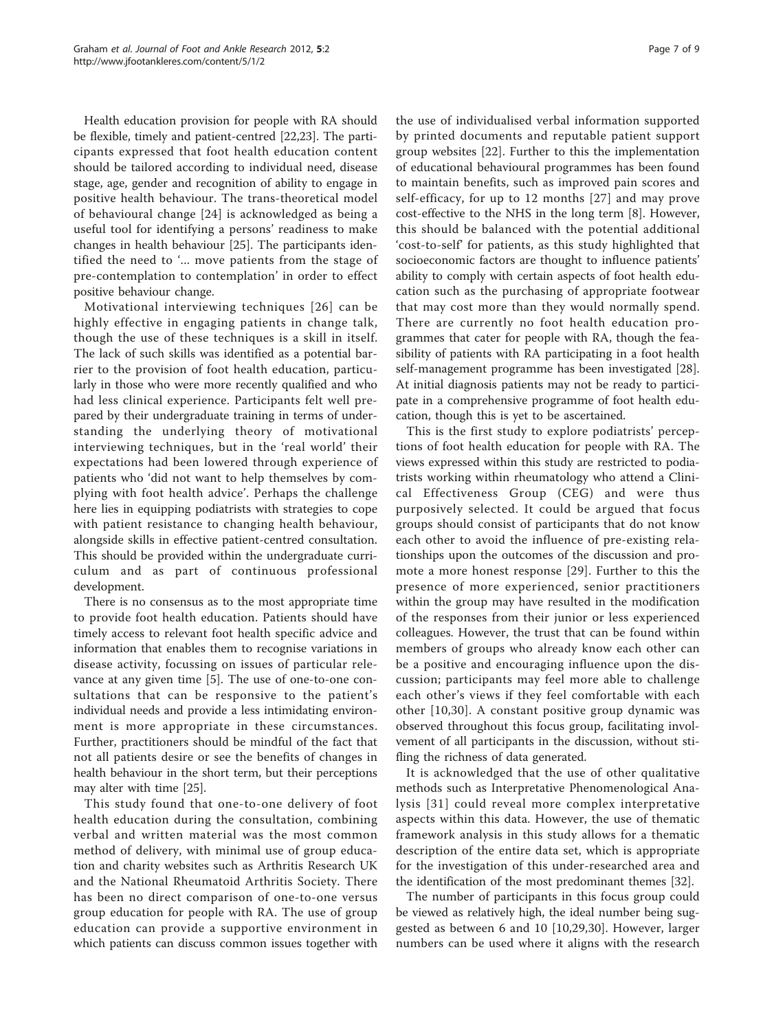Health education provision for people with RA should be flexible, timely and patient-centred [22,23]. The participants expressed that foot health education content should be tailored according to individual need, disease stage, age, gender and recognition of ability to engage in positive health behaviour. The trans-theoretical model of behavioural change [24] is acknowledged as being a useful tool for identifying a persons' readiness to make changes in health behaviour [25]. The participants identified the need to '... move patients from the stage of pre-contemplation to contemplation' in order to effect positive behaviour change.

Motivational interviewing techniques [26] can be highly effective in engaging patients in change talk, though the use of these techniques is a skill in itself. The lack of such skills was identified as a potential barrier to the provision of foot health education, particularly in those who were more recently qualified and who had less clinical experience. Participants felt well prepared by their undergraduate training in terms of understanding the underlying theory of motivational interviewing techniques, but in the 'real world' their expectations had been lowered through experience of patients who 'did not want to help themselves by complying with foot health advice'. Perhaps the challenge here lies in equipping podiatrists with strategies to cope with patient resistance to changing health behaviour, alongside skills in effective patient-centred consultation. This should be provided within the undergraduate curriculum and as part of continuous professional development.

There is no consensus as to the most appropriate time to provide foot health education. Patients should have timely access to relevant foot health specific advice and information that enables them to recognise variations in disease activity, focussing on issues of particular relevance at any given time [5]. The use of one-to-one consultations that can be responsive to the patient's individual needs and provide a less intimidating environment is more appropriate in these circumstances. Further, practitioners should be mindful of the fact that not all patients desire or see the benefits of changes in health behaviour in the short term, but their perceptions may alter with time [25].

This study found that one-to-one delivery of foot health education during the consultation, combining verbal and written material was the most common method of delivery, with minimal use of group education and charity websites such as Arthritis Research UK and the National Rheumatoid Arthritis Society. There has been no direct comparison of one-to-one versus group education for people with RA. The use of group education can provide a supportive environment in which patients can discuss common issues together with the use of individualised verbal information supported by printed documents and reputable patient support group websites [22]. Further to this the implementation of educational behavioural programmes has been found to maintain benefits, such as improved pain scores and self-efficacy, for up to 12 months [27] and may prove cost-effective to the NHS in the long term [8]. However, this should be balanced with the potential additional 'cost-to-self' for patients, as this study highlighted that socioeconomic factors are thought to influence patients' ability to comply with certain aspects of foot health education such as the purchasing of appropriate footwear that may cost more than they would normally spend. There are currently no foot health education programmes that cater for people with RA, though the feasibility of patients with RA participating in a foot health self-management programme has been investigated [28]. At initial diagnosis patients may not be ready to participate in a comprehensive programme of foot health education, though this is yet to be ascertained.

This is the first study to explore podiatrists' perceptions of foot health education for people with RA. The views expressed within this study are restricted to podiatrists working within rheumatology who attend a Clinical Effectiveness Group (CEG) and were thus purposively selected. It could be argued that focus groups should consist of participants that do not know each other to avoid the influence of pre-existing relationships upon the outcomes of the discussion and promote a more honest response [29]. Further to this the presence of more experienced, senior practitioners within the group may have resulted in the modification of the responses from their junior or less experienced colleagues. However, the trust that can be found within members of groups who already know each other can be a positive and encouraging influence upon the discussion; participants may feel more able to challenge each other's views if they feel comfortable with each other [10,30]. A constant positive group dynamic was observed throughout this focus group, facilitating involvement of all participants in the discussion, without stifling the richness of data generated.

It is acknowledged that the use of other qualitative methods such as Interpretative Phenomenological Analysis [31] could reveal more complex interpretative aspects within this data. However, the use of thematic framework analysis in this study allows for a thematic description of the entire data set, which is appropriate for the investigation of this under-researched area and the identification of the most predominant themes [32].

The number of participants in this focus group could be viewed as relatively high, the ideal number being suggested as between 6 and 10 [10,29,30]. However, larger numbers can be used where it aligns with the research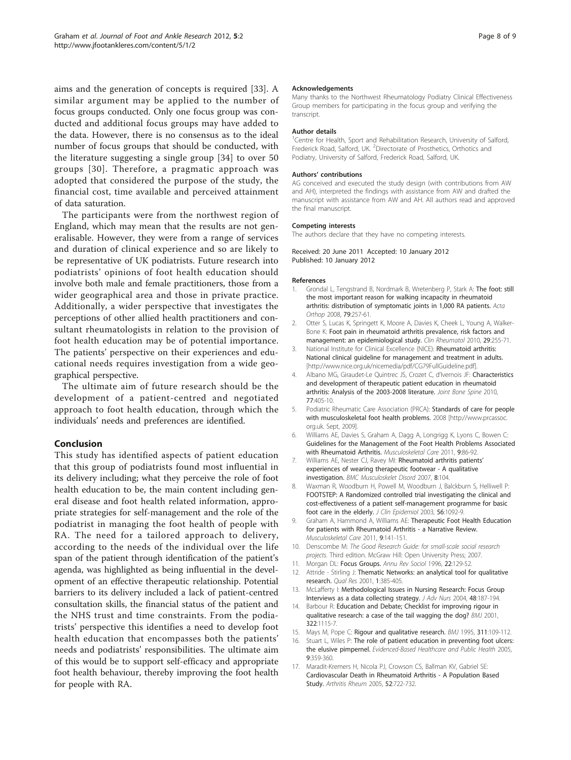aims and the generation of concepts is required [33]. A similar argument may be applied to the number of focus groups conducted. Only one focus group was conducted and additional focus groups may have added to the data. However, there is no consensus as to the ideal number of focus groups that should be conducted, with the literature suggesting a single group [34] to over 50 groups [30]. Therefore, a pragmatic approach was adopted that considered the purpose of the study, the financial cost, time available and perceived attainment of data saturation.

The participants were from the northwest region of England, which may mean that the results are not generalisable. However, they were from a range of services and duration of clinical experience and so are likely to be representative of UK podiatrists. Future research into podiatrists' opinions of foot health education should involve both male and female practitioners, those from a wider geographical area and those in private practice. Additionally, a wider perspective that investigates the perceptions of other allied health practitioners and consultant rheumatologists in relation to the provision of foot health education may be of potential importance. The patients' perspective on their experiences and educational needs requires investigation from a wide geographical perspective.

The ultimate aim of future research should be the development of a patient-centred and negotiated approach to foot health education, through which the individuals' needs and preferences are identified.

## Conclusion

This study has identified aspects of patient education that this group of podiatrists found most influential in its delivery including; what they perceive the role of foot health education to be, the main content including general disease and foot health related information, appropriate strategies for self-management and the role of the podiatrist in managing the foot health of people with RA. The need for a tailored approach to delivery, according to the needs of the individual over the life span of the patient through identification of the patient's agenda, was highlighted as being influential in the development of an effective therapeutic relationship. Potential barriers to its delivery included a lack of patient-centred consultation skills, the financial status of the patient and the NHS trust and time constraints. From the podiatrists' perspective this identifies a need to develop foot health education that encompasses both the patients' needs and podiatrists' responsibilities. The ultimate aim of this would be to support self-efficacy and appropriate foot health behaviour, thereby improving the foot health for people with RA.

#### Acknowledgements

Many thanks to the Northwest Rheumatology Podiatry Clinical Effectiveness Group members for participating in the focus group and verifying the transcript.

#### Author details

[1]Centre for Health, Sport and Rehabilitation Research, University of Salford, Frederick Road, Salford, UK. [2]Directorate of Prosthetics, Orthotics and Podiatry, University of Salford, Frederick Road, Salford, UK.

#### Authors' contributions

AG conceived and executed the study design (with contributions from AW and AH), interpreted the findings with assistance from AW and drafted the manuscript with assistance from AW and AH. All authors read and approved the final manuscript.

#### Competing interests

The authors declare that they have no competing interests.

Received: 20 June 2011 Accepted: 10 January 2012
Published: 10 January 2012

#### References

1. Grondal L, Tengstrand B, Nordmark B, Wretenberg P, Stark A: **The foot: still the most important reason for walking incapacity in rheumatoid arthritis: distribution of symptomatic joints in 1,000 RA patients.** *Acta Orthop* 2008, **79**:257-61.
2. Otter S, Lucas K, Springett K, Moore A, Davies K, Cheek L, Young A, Walker-Bone K: **Foot pain in rheumatoid arthritis prevalence, risk factors and management: an epidemiological study.** *Clin Rheumatol* 2010, **29**:255-71.
3. National Institute for Clinical Excellence (NICE): **Rheumatoid arthritis: National clinical guideline for management and treatment in adults.** [http://www.nice.org.uk/nicemedia/pdf/CG79FullGuideline.pdf].
4. Albano MG, Giraudet-Le Quintrec JS, Crozet C, d'Ivernois JF: **Characteristics and development of therapeutic patient education in rheumatoid arthritis: Analysis of the 2003-2008 literature.** *Joint Bone Spine* 2010, **77**:405-10.
5. Podiatric Rheumatic Care Association (PRCA): **Standards of care for people with musculoskeletal foot health problems.** 2008 [http://www.prcassoc.org.uk. Sept, 2009].
6. Williams AE, Davies S, Graham A, Dagg A, Longrigg K, Lyons C, Bowen C: **Guidelines for the Management of the Foot Health Problems Associated with Rheumatoid Arthritis.** *Musculoskeletal Care* 2011, **9**:86-92.
7. Williams AE, Nester CJ, Ravey MI: **Rheumatoid arthritis patients' experiences of wearing therapeutic footwear - A qualitative investigation.** *BMC Musculoskelet Disord* 2007, **8**:104.
8. Waxman R, Woodburn H, Powell M, Woodburn J, Balckburn S, Helliwell P: **FOOTSTEP: A Randomized controlled trial investigating the clinical and cost-effectiveness of a patient self-management programme for basic foot care in the elderly.** *J Clin Epidemiol* 2003, **56**:1092-9.
9. Graham A, Hammond A, Williams AE: **Therapeutic Foot Health Education for patients with Rheumatoid Arthritis - a Narrative Review.** *Musculoskeletal Care* 2011, **9**:141-151.
10. Denscombe M: *The Good Research Guide: for small-scale social research projects.* Third edition. McGraw Hill: Open University Press; 2007.
11. Morgan DL: **Focus Groups.** *Annu Rev Sociol* 1996, **22**:129-52.
12. Attride - Stirling J: **Thematic Networks: an analytical tool for qualitative research.** *Qual Res* 2001, **1**:385-405.
13. McLafferty I: **Methodological Issues in Nursing Research: Focus Group Interviews as a data collecting strategy.** *J Adv Nurs* 2004, **48**:187-194.
14. Barbour R: **Education and Debate; Checklist for improving rigour in qualitative research: a case of the tail wagging the dog?** *BMJ* 2001, **322**:1115-7.
15. Mays M, Pope C: **Rigour and qualitative research.** *BMJ* 1995, **311**:109-112.
16. Stuart L, Wiles P: **The role of patient education in preventing foot ulcers: the elusive pimpernel.** *Evidenced-Based Healthcare and Public Health* 2005, **9**:359-360.
17. Maradit-Kremers H, Nicola PJ, Crowson CS, Ballman KV, Gabriel SE: **Cardiovascular Death in Rheumatoid Arthritis - A Population Based Study.** *Arthritis Rheum* 2005, **52**:722-732.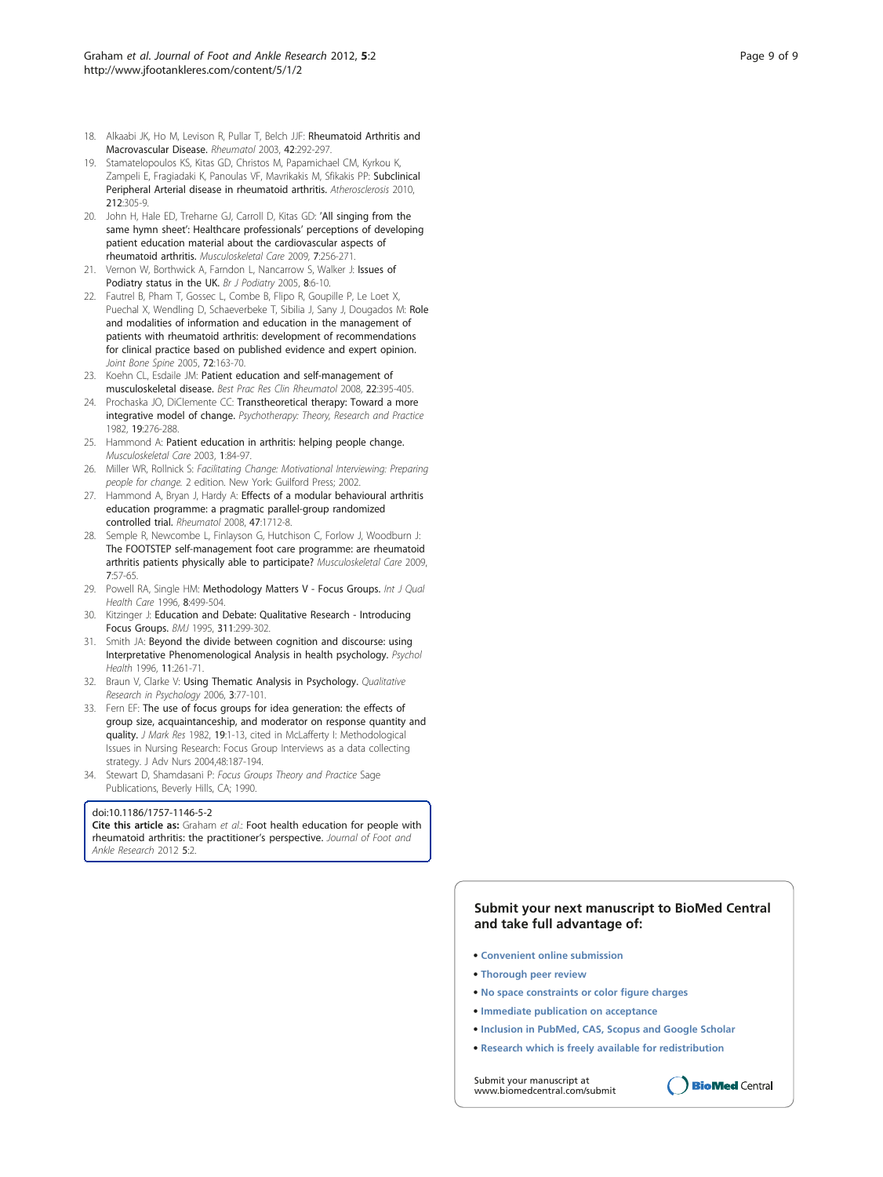18. Alkaabi JK, Ho M, Levison R, Pullar T, Belch JJF: **Rheumatoid Arthritis and Macrovascular Disease.** *Rheumatol* 2003, **42**:292-297.
19. Stamatelopoulos KS, Kitas GD, Christos M, Papamichael CM, Kyrkou K, Zampeli E, Fragiadaki K, Panoulas VF, Mavrikakis M, Sfikakis PP: **Subclinical Peripheral Arterial disease in rheumatoid arthritis.** *Atherosclerosis* 2010, **212**:305-9.
20. John H, Hale ED, Treharne GJ, Carroll D, Kitas GD: **'All singing from the same hymn sheet': Healthcare professionals' perceptions of developing patient education material about the cardiovascular aspects of rheumatoid arthritis.** *Musculoskeletal Care* 2009, **7**:256-271.
21. Vernon W, Borthwick A, Farndon L, Nancarrow S, Walker J: **Issues of Podiatry status in the UK.** *Br J Podiatry* 2005, **8**:6-10.
22. Fautrel B, Pham T, Gossec L, Combe B, Flipo R, Goupille P, Le Loet X, Puechal X, Wendling D, Schaeverbeke T, Sibilia J, Sany J, Dougados M: **Role and modalities of information and education in the management of patients with rheumatoid arthritis: development of recommendations for clinical practice based on published evidence and expert opinion.** *Joint Bone Spine* 2005, **72**:163-70.
23. Koehn CL, Esdaile JM: **Patient education and self-management of musculoskeletal disease.** *Best Prac Res Clin Rheumatol* 2008, **22**:395-405.
24. Prochaska JO, DiClemente CC: **Transtheoretical therapy: Toward a more integrative model of change.** *Psychotherapy: Theory, Research and Practice* 1982, **19**:276-288.
25. Hammond A: **Patient education in arthritis: helping people change.** *Musculoskeletal Care* 2003, **1**:84-97.
26. Miller WR, Rollnick S: *Facilitating Change: Motivational Interviewing: Preparing people for change.* 2 edition. New York: Guilford Press; 2002.
27. Hammond A, Bryan J, Hardy A: **Effects of a modular behavioural arthritis education programme: a pragmatic parallel-group randomized controlled trial.** *Rheumatol* 2008, **47**:1712-8.
28. Semple R, Newcombe L, Finlayson G, Hutchison C, Forlow J, Woodburn J: **The FOOTSTEP self-management foot care programme: are rheumatoid arthritis patients physically able to participate?** *Musculoskeletal Care* 2009, **7**:57-65.
29. Powell RA, Single HM: **Methodology Matters V - Focus Groups.** *Int J Qual Health Care* 1996, **8**:499-504.
30. Kitzinger J: **Education and Debate: Qualitative Research - Introducing Focus Groups.** *BMJ* 1995, **311**:299-302.
31. Smith JA: **Beyond the divide between cognition and discourse: using Interpretative Phenomenological Analysis in health psychology.** *Psychol Health* 1996, **11**:261-71.
32. Braun V, Clarke V: **Using Thematic Analysis in Psychology.** *Qualitative Research in Psychology* 2006, **3**:77-101.
33. Fern EF: **The use of focus groups for idea generation: the effects of group size, acquaintanceship, and moderator on response quantity and quality.** *J Mark Res* 1982, **19**:1-13, cited in McLafferty I: Methodological Issues in Nursing Research: Focus Group Interviews as a data collecting strategy. J Adv Nurs 2004,48:187-194.
34. Stewart D, Shamdasani P: *Focus Groups Theory and Practice* Sage Publications, Beverly Hills, CA; 1990.

doi:10.1186/1757-1146-5-2

**Cite this article as:** Graham *et al.*: Foot health education for people with rheumatoid arthritis: the practitioner's perspective. *Journal of Foot and Ankle Research* 2012 **5**:2.

**Submit your next manuscript to BioMed Central and take full advantage of:**

- **Convenient online submission**
- **Thorough peer review**
- **No space constraints or color figure charges**
- **Immediate publication on acceptance**
- **Inclusion in PubMed, CAS, Scopus and Google Scholar**
- **Research which is freely available for redistribution**

Submit your manuscript at www.biomedcentral.com/submit

BioMed Central